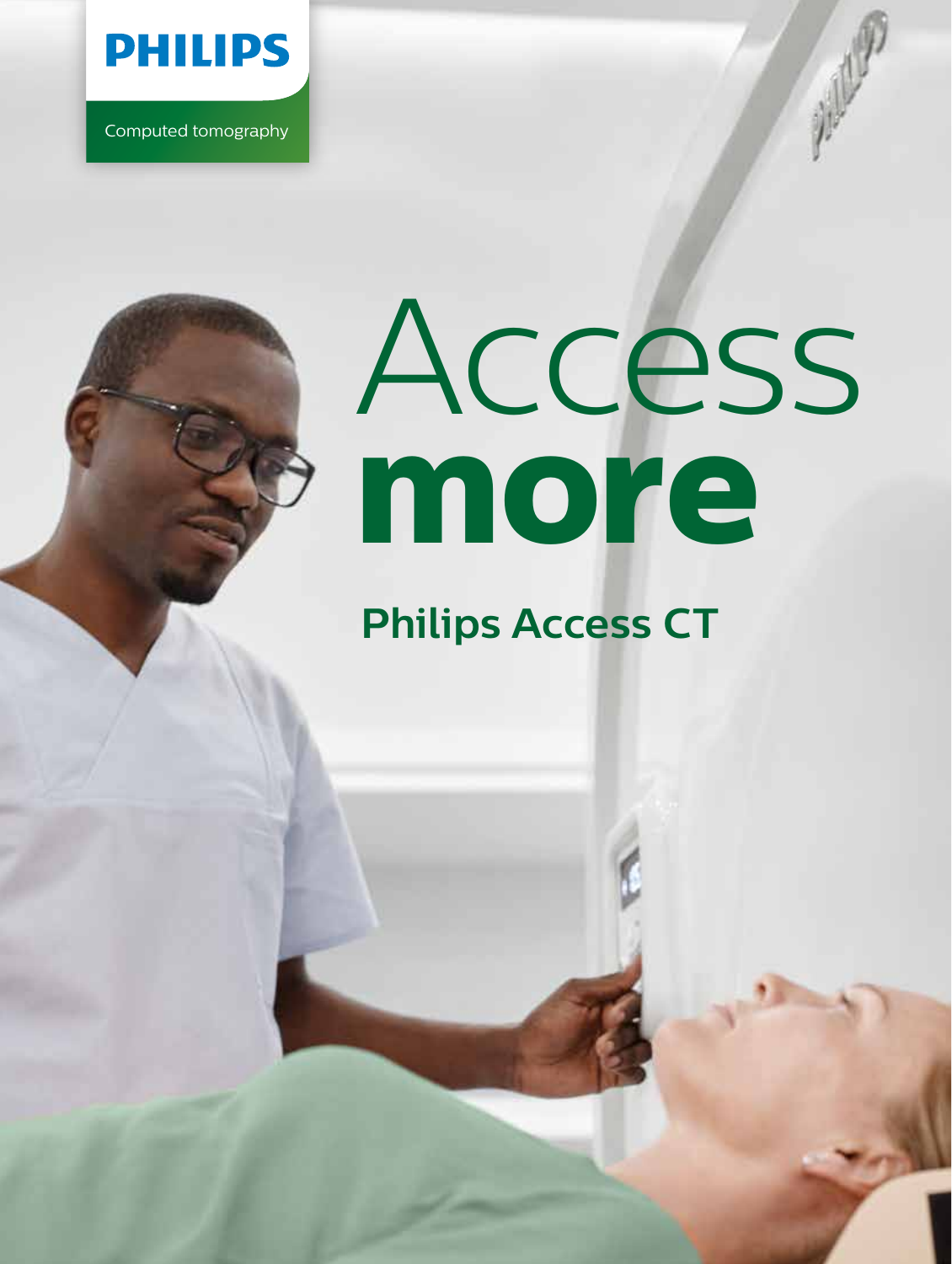PHILIPS

Computed tomography

# Access **more**

## Philips Access CT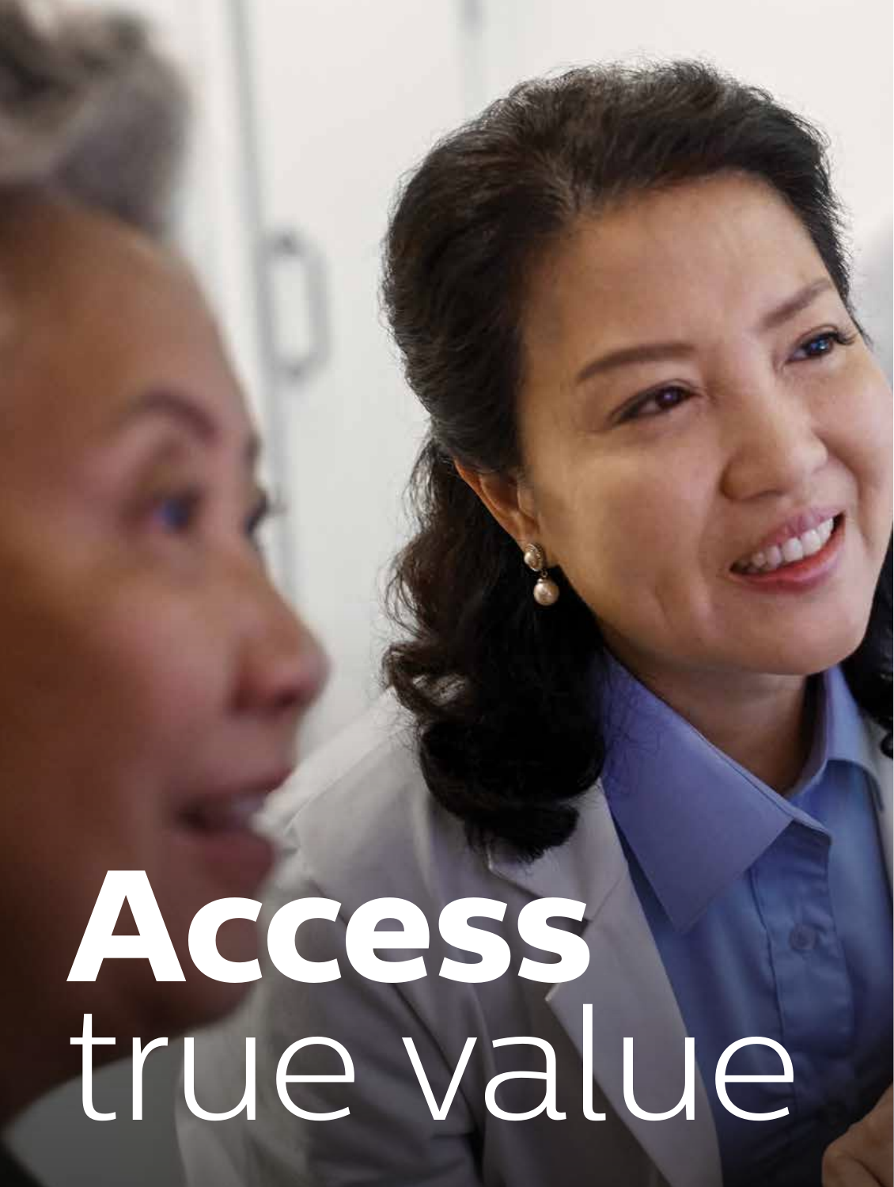# **Access** true value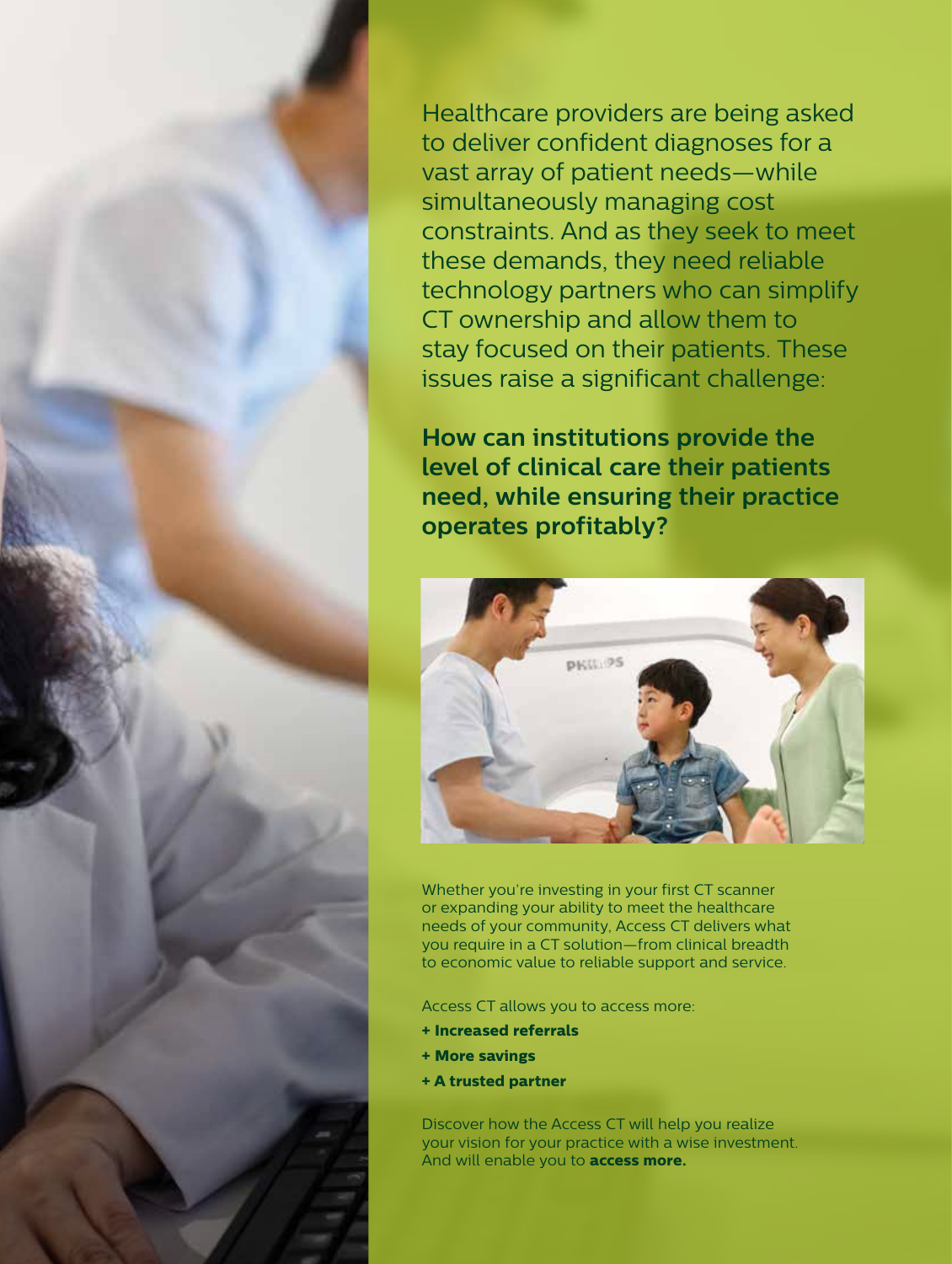Healthcare providers are being asked to deliver confident diagnoses for a vast array of patient needs—while simultaneously managing cost constraints. And as they seek to meet these demands, they need reliable technology partners who can simplify CT ownership and allow them to stay focused on their patients. These issues raise a significant challenge:

**How can institutions provide the level of clinical care their patients need, while ensuring their practice operates profitably?**

Whether you're investing in your first CT scanner or expanding your ability to meet the healthcare needs of your community, Access CT delivers what you require in a CT solution—from clinical breadth to economic value to reliable support and service.

Access CT allows you to access more:

- **Increased referrals**
- **More savings**
- **A trusted partner**

Discover how the Access CT will help you realize your vision for your practice with a wise investment. And will enable you to **access more.**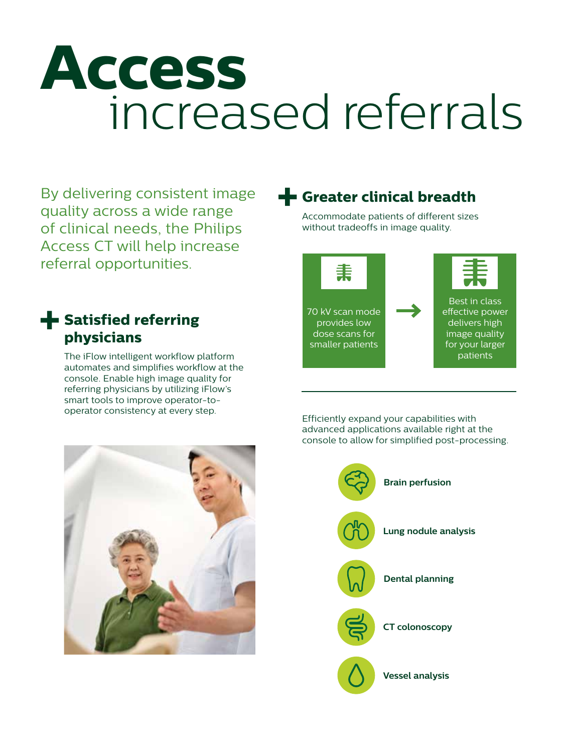# Access increased referrals

By delivering consistent image quality across a wide range of clinical needs, the Philips Access CT will help increase referral opportunities.

## Satisfied referring physicians

The iFlow intelligent workflow platform automates and simplifies workflow at the console. Enable high image quality for referring physicians by utilizing iFlow's smart tools to improve operator-to-operator consistency at every step.

## Greater clinical breadth

Accommodate patients of different sizes without tradeoffs in image quality.

70 kV scan mode provides low dose scans for smaller patients → Best in class effective power delivers high image quality for your larger patients

Efficiently expand your capabilities with advanced applications available right at the console to allow for simplified post-processing.

- **Brain perfusion**
- **Lung nodule analysis**
- **Dental planning**
- **CT colonoscopy**
- **Vessel analysis**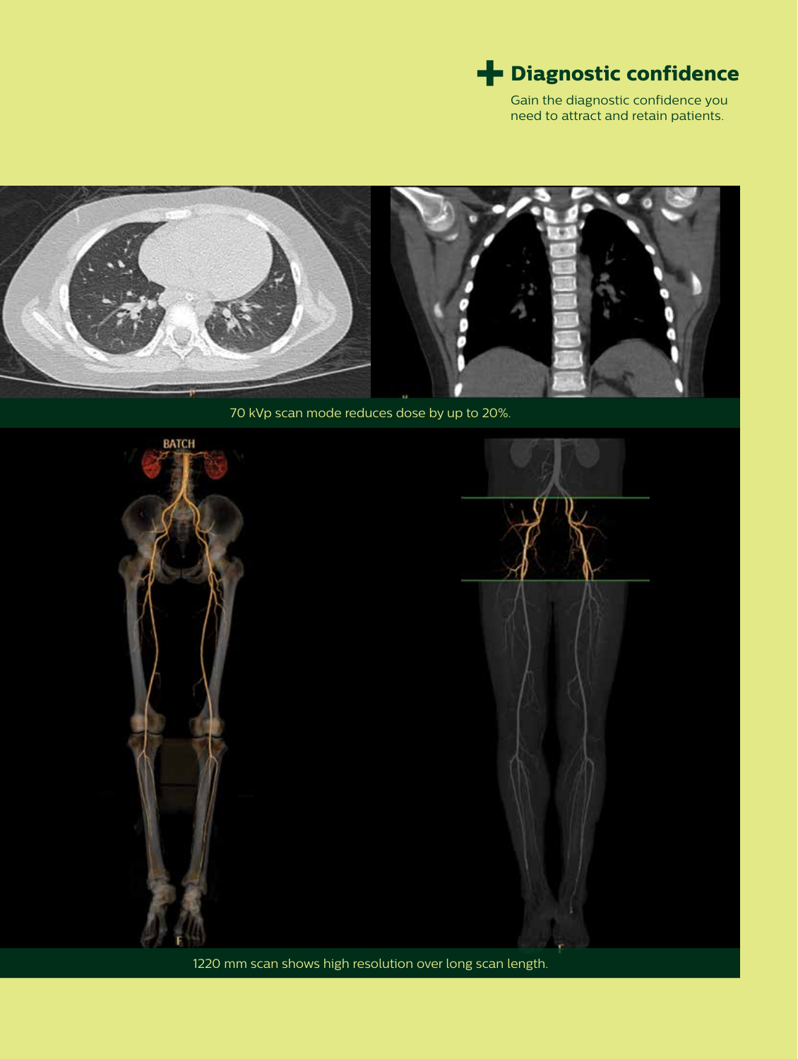## Diagnostic confidence

Gain the diagnostic confidence you need to attract and retain patients.

70 kVp scan mode reduces dose by up to 20%.

1220 mm scan shows high resolution over long scan length.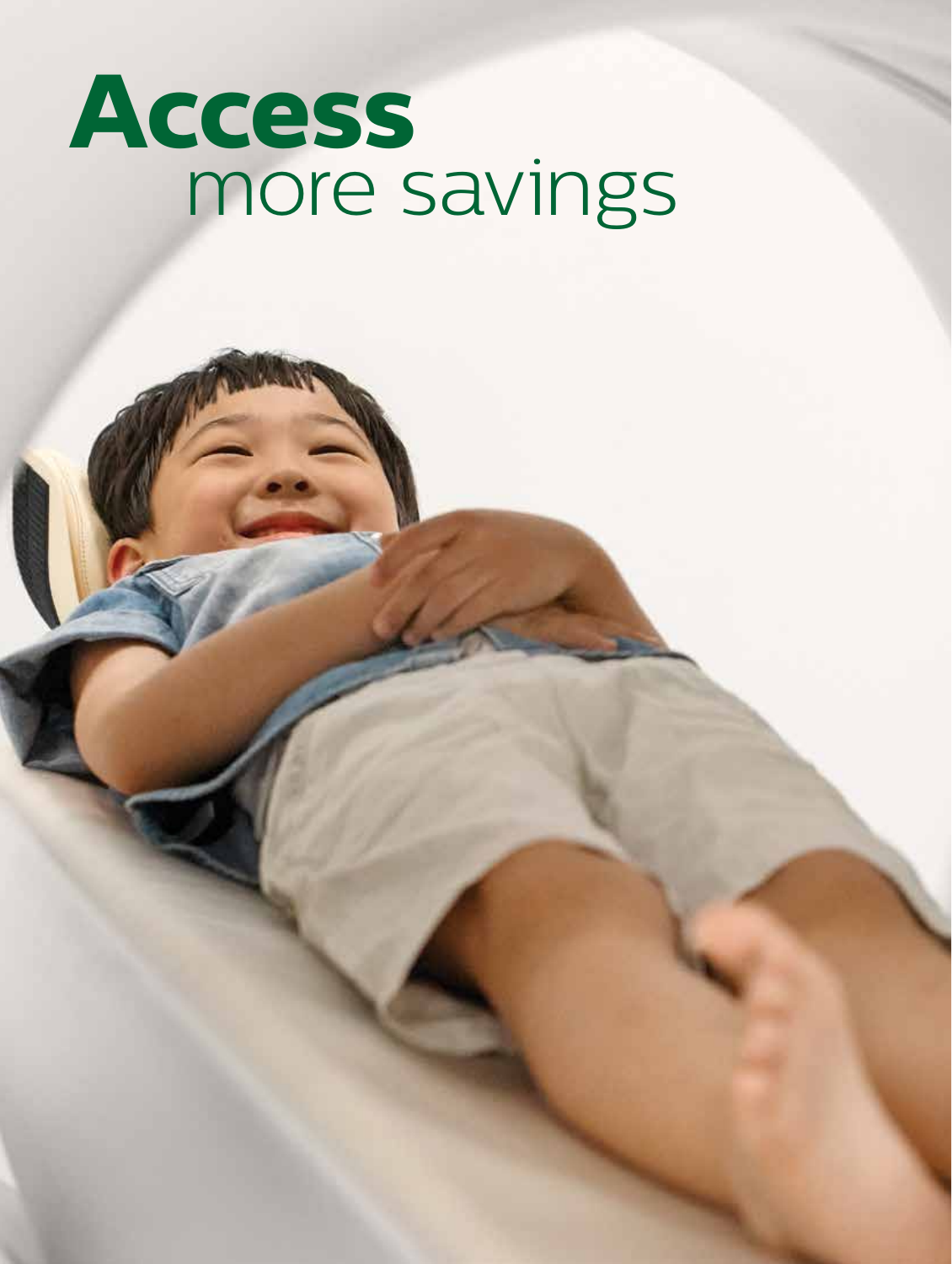# Access
more savings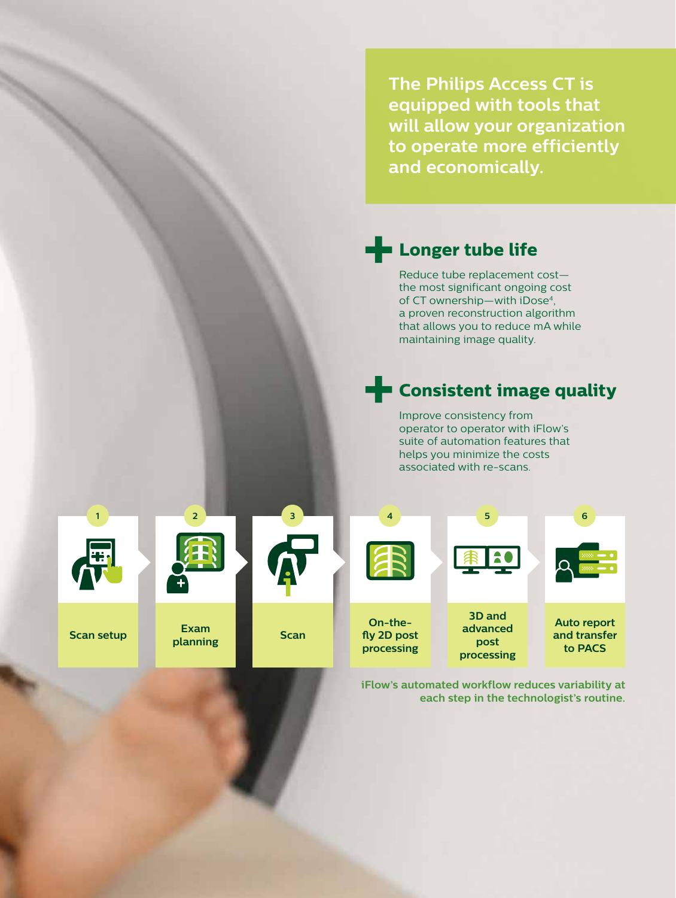**The Philips Access CT is equipped with tools that will allow your organization to operate more efficiently and economically.**

## Longer tube life

Reduce tube replacement cost—the most significant ongoing cost of CT ownership—with iDose[4], a proven reconstruction algorithm that allows you to reduce mA while maintaining image quality.

## Consistent image quality

Improve consistency from operator to operator with iFlow's suite of automation features that helps you minimize the costs associated with re-scans.

1. Scan setup
2. Exam planning
3. Scan
4. On-the-fly 2D post processing
5. 3D and advanced post processing
6. Auto report and transfer to PACS

**iFlow's automated workflow reduces variability at each step in the technologist's routine.**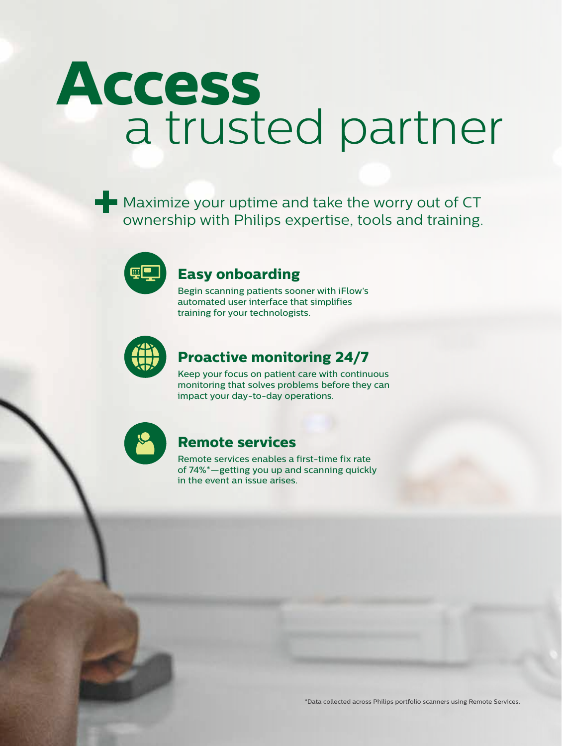# Access a trusted partner

Maximize your uptime and take the worry out of CT ownership with Philips expertise, tools and training.

## Easy onboarding

Begin scanning patients sooner with iFlow's automated user interface that simplifies training for your technologists.

## Proactive monitoring 24/7

Keep your focus on patient care with continuous monitoring that solves problems before they can impact your day-to-day operations.

## Remote services

Remote services enables a first-time fix rate of 74%*—getting you up and scanning quickly in the event an issue arises.

*Data collected across Philips portfolio scanners using Remote Services.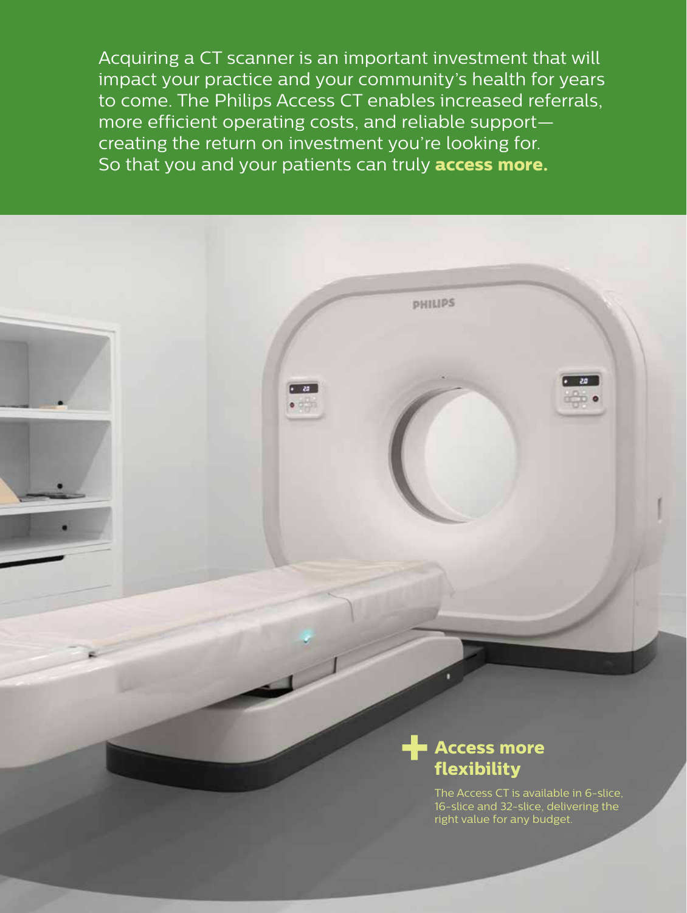Acquiring a CT scanner is an important investment that will impact your practice and your community's health for years to come. The Philips Access CT enables increased referrals, more efficient operating costs, and reliable support—creating the return on investment you're looking for. So that you and your patients can truly **access more.**

## + Access more flexibility

The Access CT is available in 6-slice, 16-slice and 32-slice, delivering the right value for any budget.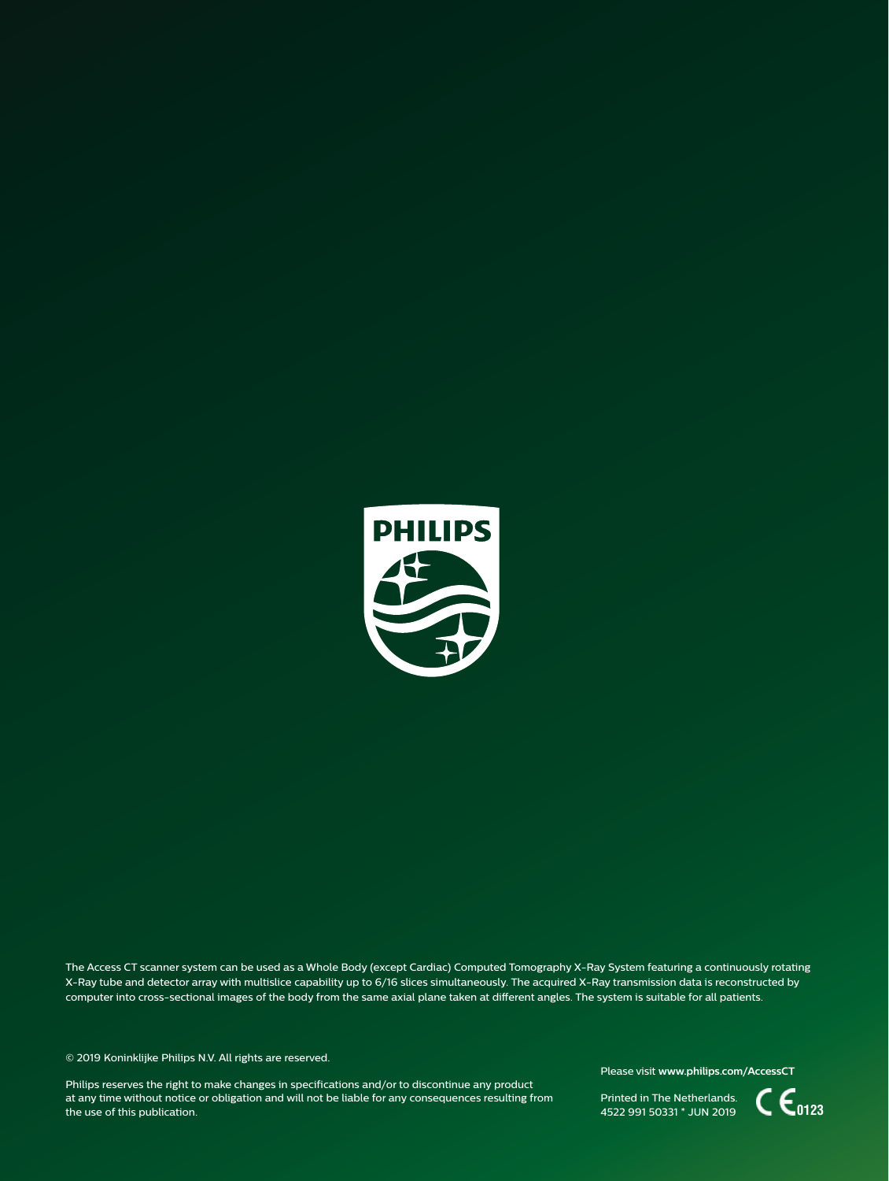The Access CT scanner system can be used as a Whole Body (except Cardiac) Computed Tomography X-Ray System featuring a continuously rotating X-Ray tube and detector array with multislice capability up to 6/16 slices simultaneously. The acquired X-Ray transmission data is reconstructed by computer into cross-sectional images of the body from the same axial plane taken at different angles. The system is suitable for all patients.

© 2019 Koninklijke Philips N.V. All rights are reserved.

Philips reserves the right to make changes in specifications and/or to discontinue any product at any time without notice or obligation and will not be liable for any consequences resulting from the use of this publication.

Please visit **www.philips.com/AccessCT**

Printed in The Netherlands.
4522 991 50331 * JUN 2019

CE 0123